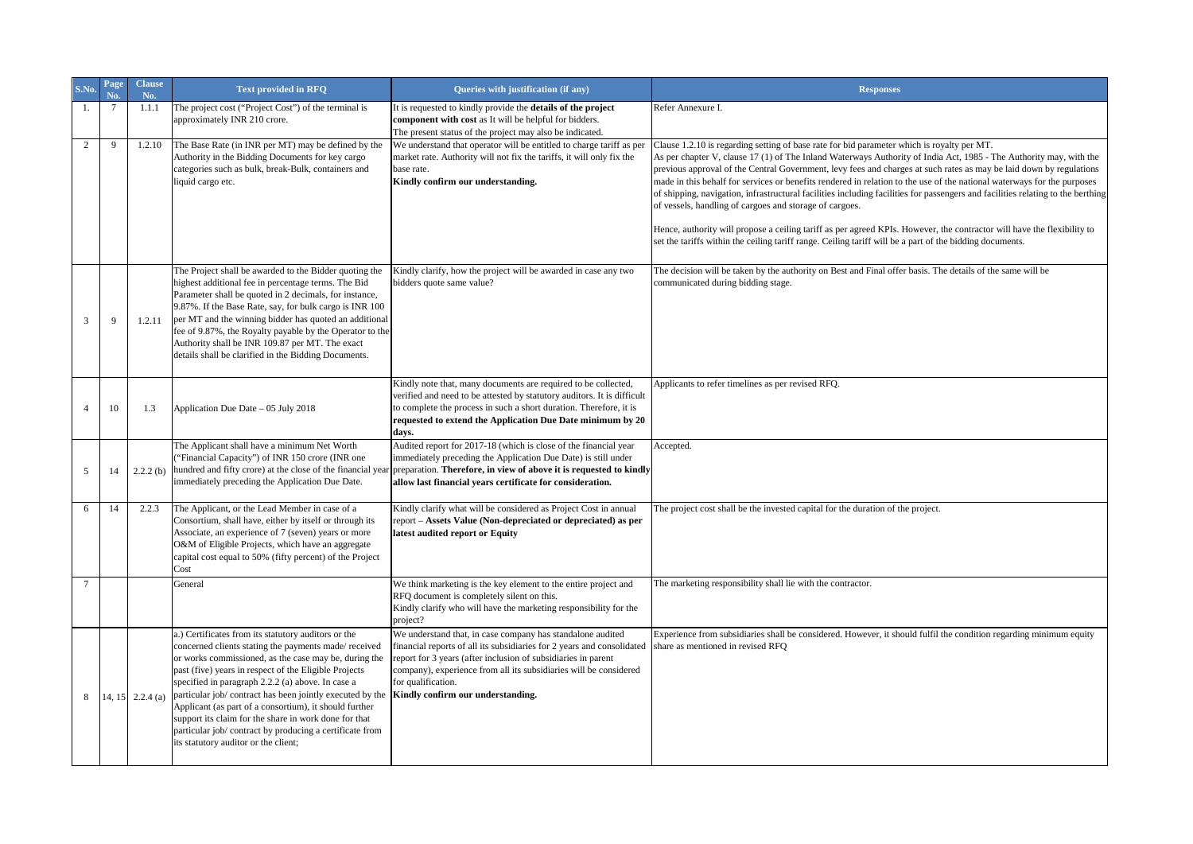| S.No. | Page No. | Clause No. | Text provided in RFQ | Queries with justification (if any) | Responses |
|---|---|---|---|---|---|
| 1. | 7 | 1.1.1 | The project cost ("Project Cost") of the terminal is approximately INR 210 crore. | It is requested to kindly provide the **details of the project component with cost** as It will be helpful for bidders.<br>The present status of the project may also be indicated. | Refer Annexure I. |
| 2 | 9 | 1.2.10 | The Base Rate (in INR per MT) may be defined by the Authority in the Bidding Documents for key cargo categories such as bulk, break-Bulk, containers and liquid cargo etc. | We understand that operator will be entitled to charge tariff as per market rate. Authority will not fix the tariffs, it will only fix the base rate.<br>**Kindly confirm our understanding.** | Clause 1.2.10 is regarding setting of base rate for bid parameter which is royalty per MT.<br>As per chapter V, clause 17 (1) of The Inland Waterways Authority of India Act, 1985 - The Authority may, with the previous approval of the Central Government, levy fees and charges at such rates as may be laid down by regulations made in this behalf for services or benefits rendered in relation to the use of the national waterways for the purposes of shipping, navigation, infrastructural facilities including facilities for passengers and facilities relating to the berthing of vessels, handling of cargoes and storage of cargoes.<br><br>Hence, authority will propose a ceiling tariff as per agreed KPIs. However, the contractor will have the flexibility to set the tariffs within the ceiling tariff range. Ceiling tariff will be a part of the bidding documents. |
| 3 | 9 | 1.2.11 | The Project shall be awarded to the Bidder quoting the highest additional fee in percentage terms. The Bid Parameter shall be quoted in 2 decimals, for instance, 9.87%. If the Base Rate, say, for bulk cargo is INR 100 per MT and the winning bidder has quoted an additional fee of 9.87%, the Royalty payable by the Operator to the Authority shall be INR 109.87 per MT. The exact details shall be clarified in the Bidding Documents. | Kindly clarify, how the project will be awarded in case any two bidders quote same value? | The decision will be taken by the authority on Best and Final offer basis. The details of the same will be communicated during bidding stage. |
| 4 | 10 | 1.3 | Application Due Date – 05 July 2018 | Kindly note that, many documents are required to be collected, verified and need to be attested by statutory auditors. It is difficult to complete the process in such a short duration. Therefore, it is **requested to extend the Application Due Date minimum by 20 days.** | Applicants to refer timelines as per revised RFQ. |
| 5 | 14 | 2.2.2 (b) | The Applicant shall have a minimum Net Worth ("Financial Capacity") of INR 150 crore (INR one hundred and fifty crore) at the close of the financial year immediately preceding the Application Due Date. | Audited report for 2017-18 (which is close of the financial year immediately preceding the Application Due Date) is still under preparation. **Therefore, in view of above it is requested to kindly allow last financial years certificate for consideration.** | Accepted. |
| 6 | 14 | 2.2.3 | The Applicant, or the Lead Member in case of a Consortium, shall have, either by itself or through its Associate, an experience of 7 (seven) years or more O&M of Eligible Projects, which have an aggregate capital cost equal to 50% (fifty percent) of the Project Cost | Kindly clarify what will be considered as Project Cost in annual report – **Assets Value (Non-depreciated or depreciated) as per latest audited report or Equity** | The project cost shall be the invested capital for the duration of the project. |
| 7 | | | General | We think marketing is the key element to the entire project and RFQ document is completely silent on this.<br>Kindly clarify who will have the marketing responsibility for the project? | The marketing responsibility shall lie with the contractor. |
| 8 | 14, 15 | 2.2.4 (a) | a.) Certificates from its statutory auditors or the concerned clients stating the payments made/ received or works commissioned, as the case may be, during the past (five) years in respect of the Eligible Projects specified in paragraph 2.2.2 (a) above. In case a particular job/ contract has been jointly executed by the Applicant (as part of a consortium), it should further support its claim for the share in work done for that particular job/ contract by producing a certificate from its statutory auditor or the client; | We understand that, in case company has standalone audited financial reports of all its subsidiaries for 2 years and consolidated report for 3 years (after inclusion of subsidiaries in parent company), experience from all its subsidiaries will be considered for qualification.<br>**Kindly confirm our understanding.** | Experience from subsidiaries shall be considered. However, it should fulfil the condition regarding minimum equity share as mentioned in revised RFQ |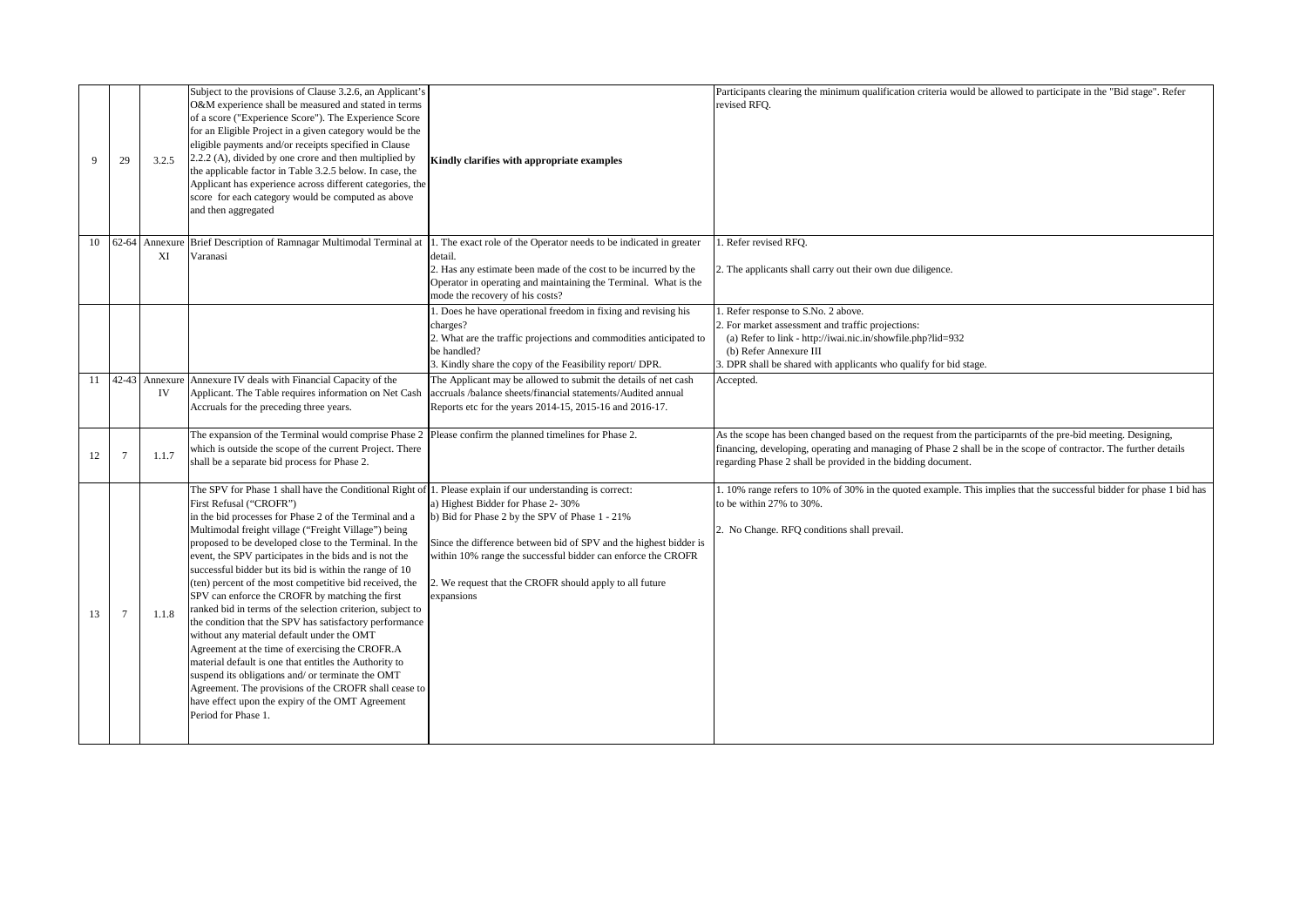| 9 | 29 | 3.2.5 | Subject to the provisions of Clause 3.2.6, an Applicant's O&M experience shall be measured and stated in terms of a score ("Experience Score"). The Experience Score for an Eligible Project in a given category would be the eligible payments and/or receipts specified in Clause 2.2.2 (A), divided by one crore and then multiplied by the applicable factor in Table 3.2.5 below. In case, the Applicant has experience across different categories, the score for each category would be computed as above and then aggregated | **Kindly clarifies with appropriate examples** | Participants clearing the minimum qualification criteria would be allowed to participate in the "Bid stage". Refer revised RFQ. |
|---|---|---|---|---|---|
| 10 | 62-64 | Annexure XI | Brief Description of Ramnagar Multimodal Terminal at Varanasi | 1. The exact role of the Operator needs to be indicated in greater detail.<br>2. Has any estimate been made of the cost to be incurred by the Operator in operating and maintaining the Terminal. What is the mode the recovery of his costs? | 1. Refer revised RFQ.<br>2. The applicants shall carry out their own due diligence. |
| | | | | 1. Does he have operational freedom in fixing and revising his charges?<br>2. What are the traffic projections and commodities anticipated to be handled?<br>3. Kindly share the copy of the Feasibility report/ DPR. | 1. Refer response to S.No. 2 above.<br>2. For market assessment and traffic projections:<br>(a) Refer to link - http://iwai.nic.in/showfile.php?lid=932<br>(b) Refer Annexure III<br>3. DPR shall be shared with applicants who qualify for bid stage. |
| 11 | 42-43 | Annexure IV | Annexure IV deals with Financial Capacity of the Applicant. The Table requires information on Net Cash Accruals for the preceding three years. | The Applicant may be allowed to submit the details of net cash accruals /balance sheets/financial statements/Audited annual Reports etc for the years 2014-15, 2015-16 and 2016-17. | Accepted. |
| 12 | 7 | 1.1.7 | The expansion of the Terminal would comprise Phase 2 which is outside the scope of the current Project. There shall be a separate bid process for Phase 2. | Please confirm the planned timelines for Phase 2. | As the scope has been changed based on the request from the participarnts of the pre-bid meeting. Designing, financing, developing, operating and managing of Phase 2 shall be in the scope of contractor. The further details regarding Phase 2 shall be provided in the bidding document. |
| 13 | 7 | 1.1.8 | The SPV for Phase 1 shall have the Conditional Right of First Refusal ("CROFR") in the bid processes for Phase 2 of the Terminal and a Multimodal freight village ("Freight Village") being proposed to be developed close to the Terminal. In the event, the SPV participates in the bids and is not the successful bidder but its bid is within the range of 10 (ten) percent of the most competitive bid received, the SPV can enforce the CROFR by matching the first ranked bid in terms of the selection criterion, subject to the condition that the SPV has satisfactory performance without any material default under the OMT Agreement at the time of exercising the CROFR.A material default is one that entitles the Authority to suspend its obligations and/ or terminate the OMT Agreement. The provisions of the CROFR shall cease to have effect upon the expiry of the OMT Agreement Period for Phase 1. | 1. Please explain if our understanding is correct:<br>a) Highest Bidder for Phase 2- 30%<br>b) Bid for Phase 2 by the SPV of Phase 1 - 21%<br>Since the difference between bid of SPV and the highest bidder is within 10% range the successful bidder can enforce the CROFR<br>2. We request that the CROFR should apply to all future expansions | 1. 10% range refers to 10% of 30% in the quoted example. This implies that the successful bidder for phase 1 bid has to be within 27% to 30%.<br>2. No Change. RFQ conditions shall prevail. |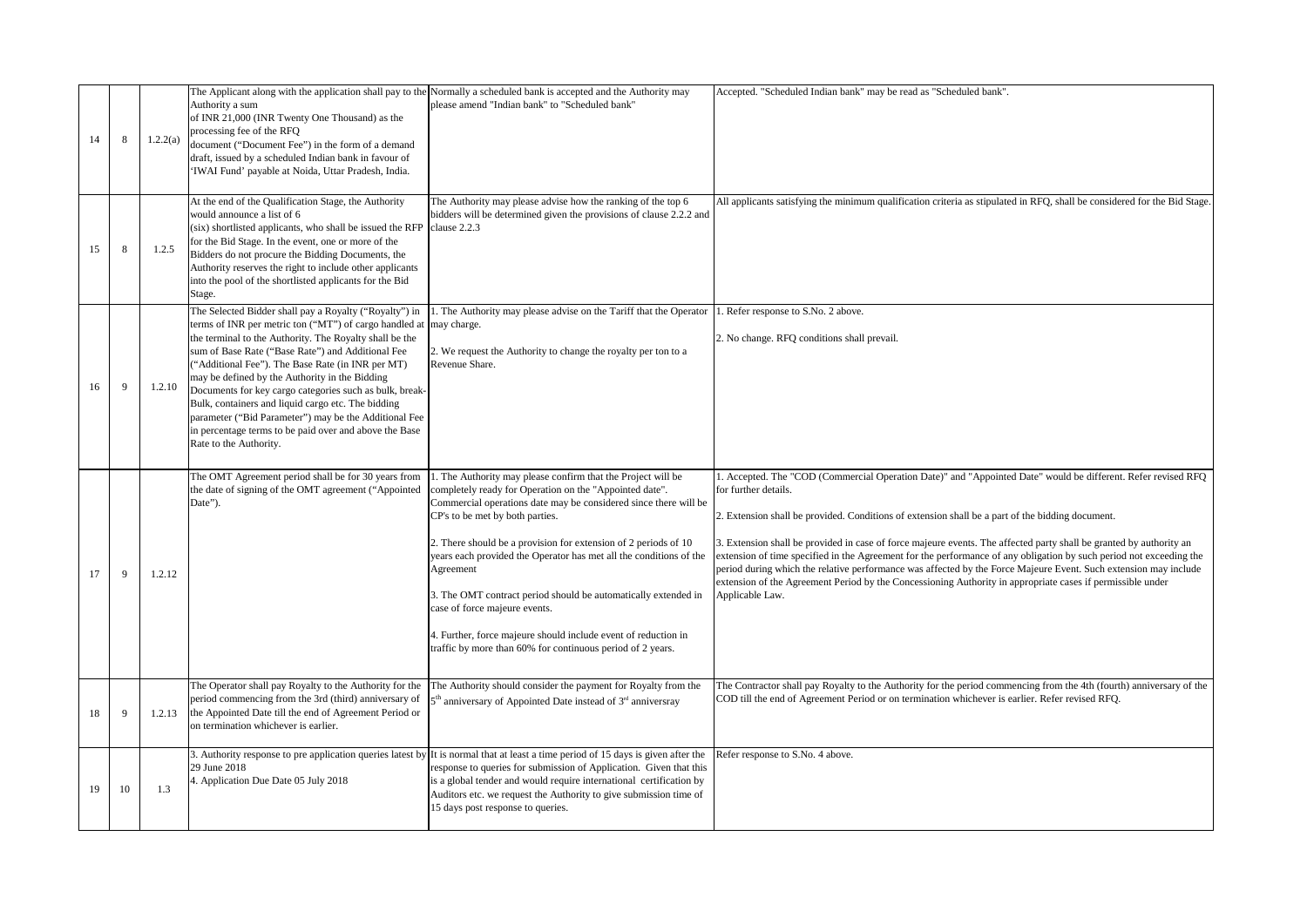| 14 | 8 | 1.2.2(a) | The Applicant along with the application shall pay to the Authority a sum of INR 21,000 (INR Twenty One Thousand) as the processing fee of the RFQ document ("Document Fee") in the form of a demand draft, issued by a scheduled Indian bank in favour of 'IWAI Fund' payable at Noida, Uttar Pradesh, India. | Normally a scheduled bank is accepted and the Authority may please amend "Indian bank" to "Scheduled bank" | Accepted. "Scheduled Indian bank" may be read as "Scheduled bank". |
|---|---|---|---|---|---|
| 15 | 8 | 1.2.5 | At the end of the Qualification Stage, the Authority would announce a list of 6 (six) shortlisted applicants, who shall be issued the RFP for the Bid Stage. In the event, one or more of the Bidders do not procure the Bidding Documents, the Authority reserves the right to include other applicants into the pool of the shortlisted applicants for the Bid Stage. | The Authority may please advise how the ranking of the top 6 bidders will be determined given the provisions of clause 2.2.2 and clause 2.2.3 | All applicants satisfying the minimum qualification criteria as stipulated in RFQ, shall be considered for the Bid Stage. |
| 16 | 9 | 1.2.10 | The Selected Bidder shall pay a Royalty ("Royalty") in terms of INR per metric ton ("MT") of cargo handled at the terminal to the Authority. The Royalty shall be the sum of Base Rate ("Base Rate") and Additional Fee ("Additional Fee"). The Base Rate (in INR per MT) may be defined by the Authority in the Bidding Documents for key cargo categories such as bulk, break-Bulk, containers and liquid cargo etc. The bidding parameter ("Bid Parameter") may be the Additional Fee in percentage terms to be paid over and above the Base Rate to the Authority. | 1. The Authority may please advise on the Tariff that the Operator may charge.<br><br>2. We request the Authority to change the royalty per ton to a Revenue Share. | 1. Refer response to S.No. 2 above.<br><br>2. No change. RFQ conditions shall prevail. |
| 17 | 9 | 1.2.12 | The OMT Agreement period shall be for 30 years from the date of signing of the OMT agreement ("Appointed Date"). | 1. The Authority may please confirm that the Project will be completely ready for Operation on the "Appointed date". Commercial operations date may be considered since there will be CP's to be met by both parties.<br><br>2. There should be a provision for extension of 2 periods of 10 years each provided the Operator has met all the conditions of the Agreement<br><br>3. The OMT contract period should be automatically extended in case of force majeure events.<br><br>4. Further, force majeure should include event of reduction in traffic by more than 60% for continuous period of 2 years. | 1. Accepted. The "COD (Commercial Operation Date)" and "Appointed Date" would be different. Refer revised RFQ for further details.<br><br>2. Extension shall be provided. Conditions of extension shall be a part of the bidding document.<br><br>3. Extension shall be provided in case of force majeure events. The affected party shall be granted by authority an extension of time specified in the Agreement for the performance of any obligation by such period not exceeding the period during which the relative performance was affected by the Force Majeure Event. Such extension may include extension of the Agreement Period by the Concessioning Authority in appropriate cases if permissible under Applicable Law. |
| 18 | 9 | 1.2.13 | The Operator shall pay Royalty to the Authority for the period commencing from the 3rd (third) anniversary of the Appointed Date till the end of Agreement Period or on termination whichever is earlier. | The Authority should consider the payment for Royalty from the 5th anniversary of Appointed Date instead of 3rd anniversray | The Contractor shall pay Royalty to the Authority for the period commencing from the 4th (fourth) anniversary of the COD till the end of Agreement Period or on termination whichever is earlier. Refer revised RFQ. |
| 19 | 10 | 1.3 | 3. Authority response to pre application queries latest by 29 June 2018<br>4. Application Due Date 05 July 2018 | It is normal that at least a time period of 15 days is given after the response to queries for submission of Application. Given that this is a global tender and would require international certification by Auditors etc. we request the Authority to give submission time of 15 days post response to queries. | Refer response to S.No. 4 above. |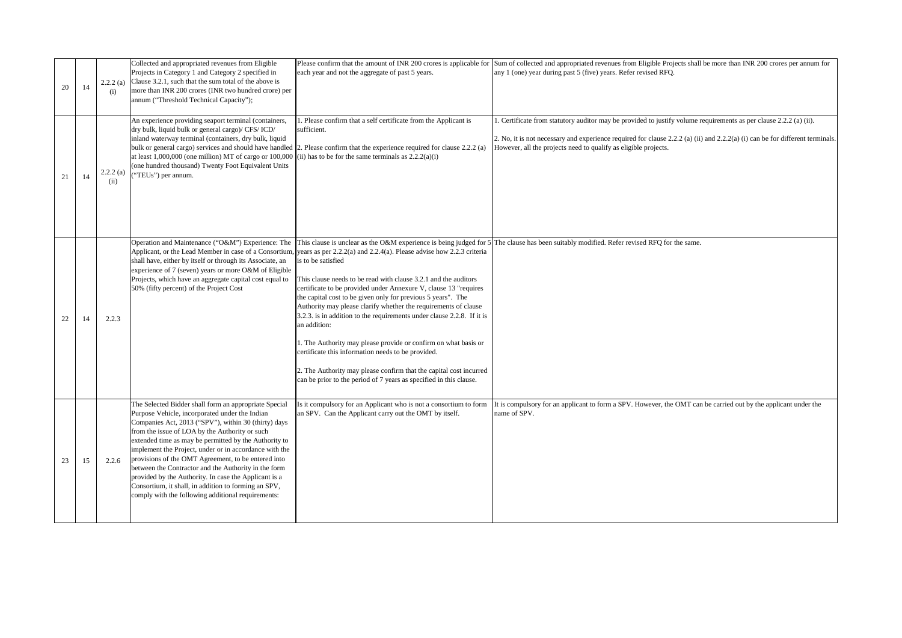| | | | | | |
|---|---|---|---|---|---|
| 20 | 14 | 2.2.2 (a) (i) | Collected and appropriated revenues from Eligible Projects in Category 1 and Category 2 specified in Clause 3.2.1, such that the sum total of the above is more than INR 200 crores (INR two hundred crore) per annum ("Threshold Technical Capacity"); | Please confirm that the amount of INR 200 crores is applicable for each year and not the aggregate of past 5 years. | Sum of collected and appropriated revenues from Eligible Projects shall be more than INR 200 crores per annum for any 1 (one) year during past 5 (five) years. Refer revised RFQ. |
| 21 | 14 | 2.2.2 (a) (ii) | An experience providing seaport terminal (containers, dry bulk, liquid bulk or general cargo)/ CFS/ ICD/ inland waterway terminal (containers, dry bulk, liquid bulk or general cargo) services and should have handled at least 1,000,000 (one million) MT of cargo or 100,000 (one hundred thousand) Twenty Foot Equivalent Units ("TEUs") per annum. | 1. Please confirm that a self certificate from the Applicant is sufficient.<br><br>2. Please confirm that the experience required for clause 2.2.2 (a) (ii) has to be for the same terminals as 2.2.2(a)(i) | 1. Certificate from statutory auditor may be provided to justify volume requirements as per clause 2.2.2 (a) (ii).<br><br>2. No, it is not necessary and experience required for clause 2.2.2 (a) (ii) and 2.2.2(a) (i) can be for different terminals. However, all the projects need to qualify as eligible projects. |
| 22 | 14 | 2.2.3 | Operation and Maintenance ("O&M") Experience: The Applicant, or the Lead Member in case of a Consortium, shall have, either by itself or through its Associate, an experience of 7 (seven) years or more O&M of Eligible Projects, which have an aggregate capital cost equal to 50% (fifty percent) of the Project Cost | This clause is unclear as the O&M experience is being judged for 5 years as per 2.2.2(a) and 2.2.4(a). Please advise how 2.2.3 criteria is to be satisfied<br><br>This clause needs to be read with clause 3.2.1 and the auditors certificate to be provided under Annexure V, clause 13 "requires the capital cost to be given only for previous 5 years". The Authority may please clarify whether the requirements of clause 3.2.3. is in addition to the requirements under clause 2.2.8. If it is an addition:<br><br>1. The Authority may please provide or confirm on what basis or certificate this information needs to be provided.<br><br>2. The Authority may please confirm that the capital cost incurred can be prior to the period of 7 years as specified in this clause. | The clause has been suitably modified. Refer revised RFQ for the same. |
| 23 | 15 | 2.2.6 | The Selected Bidder shall form an appropriate Special Purpose Vehicle, incorporated under the Indian Companies Act, 2013 ("SPV"), within 30 (thirty) days from the issue of LOA by the Authority or such extended time as may be permitted by the Authority to implement the Project, under or in accordance with the provisions of the OMT Agreement, to be entered into between the Contractor and the Authority in the form provided by the Authority. In case the Applicant is a Consortium, it shall, in addition to forming an SPV, comply with the following additional requirements: | Is it compulsory for an Applicant who is not a consortium to form an SPV. Can the Applicant carry out the OMT by itself. | It is compulsory for an applicant to form a SPV. However, the OMT can be carried out by the applicant under the name of SPV. |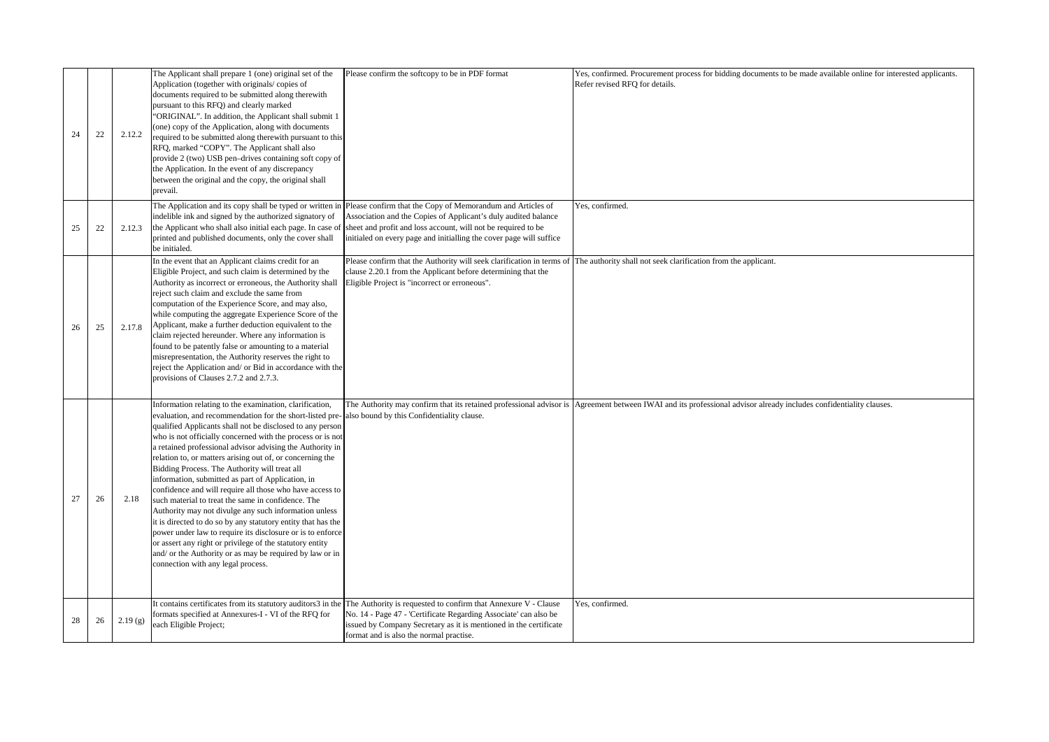| 24 | 22 | 2.12.2 | The Applicant shall prepare 1 (one) original set of the Application (together with originals/ copies of documents required to be submitted along therewith pursuant to this RFQ) and clearly marked "ORIGINAL". In addition, the Applicant shall submit 1 (one) copy of the Application, along with documents required to be submitted along therewith pursuant to this RFQ, marked "COPY". The Applicant shall also provide 2 (two) USB pen–drives containing soft copy of the Application. In the event of any discrepancy between the original and the copy, the original shall prevail. | Please confirm the softcopy to be in PDF format | Yes, confirmed. Procurement process for bidding documents to be made available online for interested applicants. Refer revised RFQ for details. |
|---|---|---|---|---|---|
| 25 | 22 | 2.12.3 | The Application and its copy shall be typed or written in indelible ink and signed by the authorized signatory of the Applicant who shall also initial each page. In case of printed and published documents, only the cover shall be initialed. | Please confirm that the Copy of Memorandum and Articles of Association and the Copies of Applicant's duly audited balance sheet and profit and loss account, will not be required to be initialed on every page and initialling the cover page will suffice | Yes, confirmed. |
| 26 | 25 | 2.17.8 | In the event that an Applicant claims credit for an Eligible Project, and such claim is determined by the Authority as incorrect or erroneous, the Authority shall reject such claim and exclude the same from computation of the Experience Score, and may also, while computing the aggregate Experience Score of the Applicant, make a further deduction equivalent to the claim rejected hereunder. Where any information is found to be patently false or amounting to a material misrepresentation, the Authority reserves the right to reject the Application and/ or Bid in accordance with the provisions of Clauses 2.7.2 and 2.7.3. | Please confirm that the Authority will seek clarification in terms of clause 2.20.1 from the Applicant before determining that the Eligible Project is "incorrect or erroneous". | The authority shall not seek clarification from the applicant. |
| 27 | 26 | 2.18 | Information relating to the examination, clarification, evaluation, and recommendation for the short-listed pre-qualified Applicants shall not be disclosed to any person who is not officially concerned with the process or is not a retained professional advisor advising the Authority in relation to, or matters arising out of, or concerning the Bidding Process. The Authority will treat all information, submitted as part of Application, in confidence and will require all those who have access to such material to treat the same in confidence. The Authority may not divulge any such information unless it is directed to do so by any statutory entity that has the power under law to require its disclosure or is to enforce or assert any right or privilege of the statutory entity and/ or the Authority or as may be required by law or in connection with any legal process. | The Authority may confirm that its retained professional advisor is also bound by this Confidentiality clause. | Agreement between IWAI and its professional advisor already includes confidentiality clauses. |
| 28 | 26 | 2.19 (g) | It contains certificates from its statutory auditors3 in the formats specified at Annexures-I - VI of the RFQ for each Eligible Project; | The Authority is requested to confirm that Annexure V - Clause No. 14 - Page 47 - 'Certificate Regarding Associate' can also be issued by Company Secretary as it is mentioned in the certificate format and is also the normal practise. | Yes, confirmed. |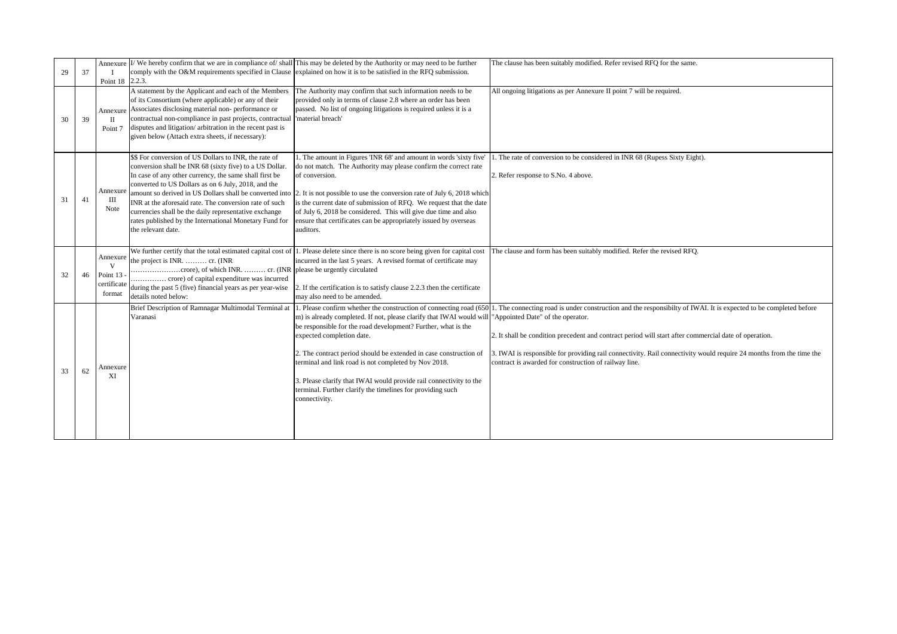| 29 | 37 | Annexure I Point 18 | I/ We hereby confirm that we are in compliance of/ shall comply with the O&M requirements specified in Clause 2.2.3. | This may be deleted by the Authority or may need to be further explained on how it is to be satisfied in the RFQ submission. | The clause has been suitably modified. Refer revised RFQ for the same. |
|---|---|---|---|---|---|
| 30 | 39 | Annexure II Point 7 | A statement by the Applicant and each of the Members of its Consortium (where applicable) or any of their Associates disclosing material non- performance or contractual non-compliance in past projects, contractual disputes and litigation/ arbitration in the recent past is given below (Attach extra sheets, if necessary): | The Authority may confirm that such information needs to be provided only in terms of clause 2.8 where an order has been passed. No list of ongoing litigations is required unless it is a 'material breach' | All ongoing litigations as per Annexure II point 7 will be required. |
| 31 | 41 | Annexure III Note | $$ For conversion of US Dollars to INR, the rate of conversion shall be INR 68 (sixty five) to a US Dollar. In case of any other currency, the same shall first be converted to US Dollars as on 6 July, 2018, and the amount so derived in US Dollars shall be converted into INR at the aforesaid rate. The conversion rate of such currencies shall be the daily representative exchange rates published by the International Monetary Fund for the relevant date. | 1. The amount in Figures 'INR 68' and amount in words 'sixty five' do not match. The Authority may please confirm the correct rate of conversion.<br><br>2. It is not possible to use the conversion rate of July 6, 2018 which is the current date of submission of RFQ. We request that the date of July 6, 2018 be considered. This will give due time and also ensure that certificates can be appropriately issued by overseas auditors. | 1. The rate of conversion to be considered in INR 68 (Rupess Sixty Eight).<br><br>2. Refer response to S.No. 4 above. |
| 32 | 46 | Annexure V Point 13 - certificate format | We further certify that the total estimated capital cost of the project is INR. ……… cr. (INR …………………crore), of which INR. ……… cr. (INR …………… crore) of capital expenditure was incurred during the past 5 (five) financial years as per year-wise details noted below: | 1. Please delete since there is no score being given for capital cost incurred in the last 5 years. A revised format of certificate may please be urgently circulated<br><br>2. If the certification is to satisfy clause 2.2.3 then the certificate may also need to be amended. | The clause and form has been suitably modified. Refer the revised RFQ. |
| 33 | 62 | Annexure XI | Brief Description of Ramnagar Multimodal Terminal at Varanasi | 1. Please confirm whether the construction of connecting road (650 m) is already completed. If not, please clarify that IWAI would will be responsible for the road development? Further, what is the expected completion date.<br><br>2. The contract period should be extended in case construction of terminal and link road is not completed by Nov 2018.<br><br>3. Please clarify that IWAI would provide rail connectivity to the terminal. Further clarify the timelines for providing such connectivity. | 1. The connecting road is under construction and the responsibilty of IWAI. It is expected to be completed before "Appointed Date" of the operator.<br><br>2. It shall be condition precedent and contract period will start after commercial date of operation.<br><br>3. IWAI is responsible for providing rail connectivity. Rail connectivity would require 24 months from the time the contract is awarded for construction of railway line. |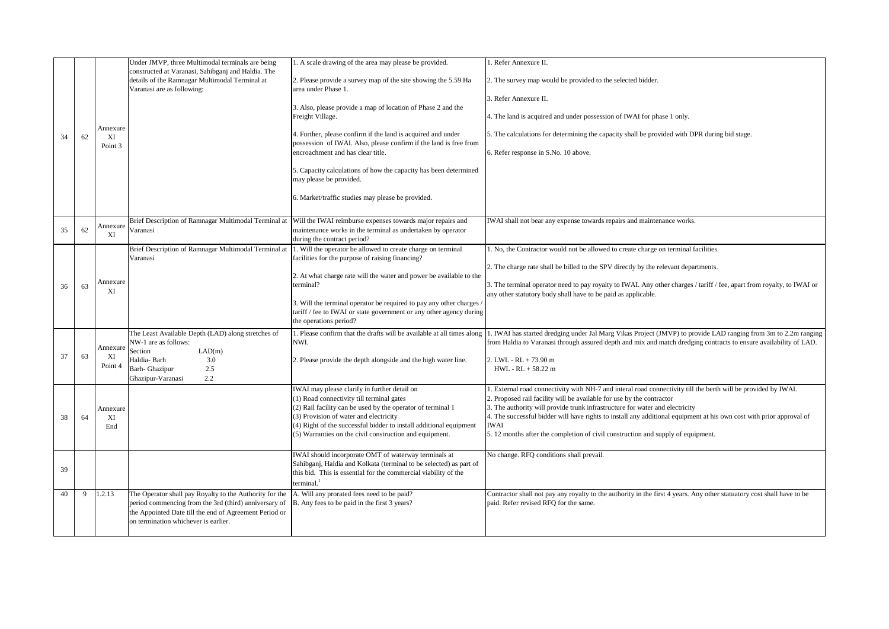| 34 | 62 | Annexure XI Point 3 | Under JMVP, three Multimodal terminals are being constructed at Varanasi, Sahibganj and Haldia. The details of the Ramnagar Multimodal Terminal at Varanasi are as following: | 1. A scale drawing of the area may please be provided.<br><br>2. Please provide a survey map of the site showing the 5.59 Ha area under Phase 1.<br><br>3. Also, please provide a map of location of Phase 2 and the Freight Village.<br><br>4. Further, please confirm if the land is acquired and under possession of IWAI. Also, please confirm if the land is free from encroachment and has clear title.<br><br>5. Capacity calculations of how the capacity has been determined may please be provided.<br><br>6. Market/traffic studies may please be provided. | 1. Refer Annexure II.<br><br>2. The survey map would be provided to the selected bidder.<br><br>3. Refer Annexure II.<br><br>4. The land is acquired and under possession of IWAI for phase 1 only.<br><br>5. The calculations for determining the capacity shall be provided with DPR during bid stage.<br><br>6. Refer response in S.No. 10 above. |
|---|---|---|---|---|---|
| 35 | 62 | Annexure XI | Brief Description of Ramnagar Multimodal Terminal at Varanasi | Will the IWAI reimburse expenses towards major repairs and maintenance works in the terminal as undertaken by operator during the contract period? | IWAI shall not bear any expense towards repairs and maintenance works. |
| 36 | 63 | Annexure XI | Brief Description of Ramnagar Multimodal Terminal at Varanasi | 1. Will the operator be allowed to create charge on terminal facilities for the purpose of raising financing?<br><br>2. At what charge rate will the water and power be available to the terminal?<br><br>3. Will the terminal operator be required to pay any other charges / tariff / fee to IWAI or state government or any other agency during the operations period? | 1. No, the Contractor would not be allowed to create charge on terminal facilities.<br><br>2. The charge rate shall be billed to the SPV directly by the relevant departments.<br><br>3. The terminal operator need to pay royalty to IWAI. Any other charges / tariff / fee, apart from royalty, to IWAI or any other statutory body shall have to be paid as applicable. |
| 37 | 63 | Annexure XI Point 4 | The Least Available Depth (LAD) along stretches of NW-1 are as follows:<br>Section LAD(m)<br>Haldia- Barh 3.0<br>Barh- Ghazipur 2.5<br>Ghazipur-Varanasi 2.2 | 1. Please confirm that the drafts will be available at all times along NWI.<br><br>2. Please provide the depth alongside and the high water line. | 1. IWAI has started dredging under Jal Marg Vikas Project (JMVP) to provide LAD ranging from 3m to 2.2m ranging from Haldia to Varanasi through assured depth and mix and match dredging contracts to ensure availability of LAD.<br><br>2. LWL - RL + 73.90 m<br>HWL - RL + 58.22 m |
| 38 | 64 | Annexure XI End | | IWAI may please clarify in further detail on<br>(1) Road connectivity till terminal gates<br>(2) Rail facility can be used by the operator of terminal 1<br>(3) Provision of water and electricity<br>(4) Right of the successful bidder to install additional equipment<br>(5) Warranties on the civil construction and equipment. | 1. External road connectivity with NH-7 and interal road connectivity till the berth will be provided by IWAI.<br>2. Proposed rail facility will be available for use by the contractor<br>3. The authority will provide trunk infrastructure for water and electricity<br>4. The successful bidder will have rights to install any additional equipment at his own cost with prior approval of IWAI<br>5. 12 months after the completion of civil construction and supply of equipment. |
| 39 | | | | IWAI should incorporate OMT of waterway terminals at Sahibganj, Haldia and Kolkata (terminal to be selected) as part of this bid. This is essential for the commercial viability of the terminal.[1] | No change. RFQ conditions shall prevail. |
| 40 | 9 | 1.2.13 | The Operator shall pay Royalty to the Authority for the period commencing from the 3rd (third) anniversary of the Appointed Date till the end of Agreement Period or on termination whichever is earlier. | A. Will any prorated fees need to be paid?<br>B. Any fees to be paid in the first 3 years? | Contractor shall not pay any royalty to the authority in the first 4 years. Any other statuatory cost shall have to be paid. Refer revised RFQ for the same. |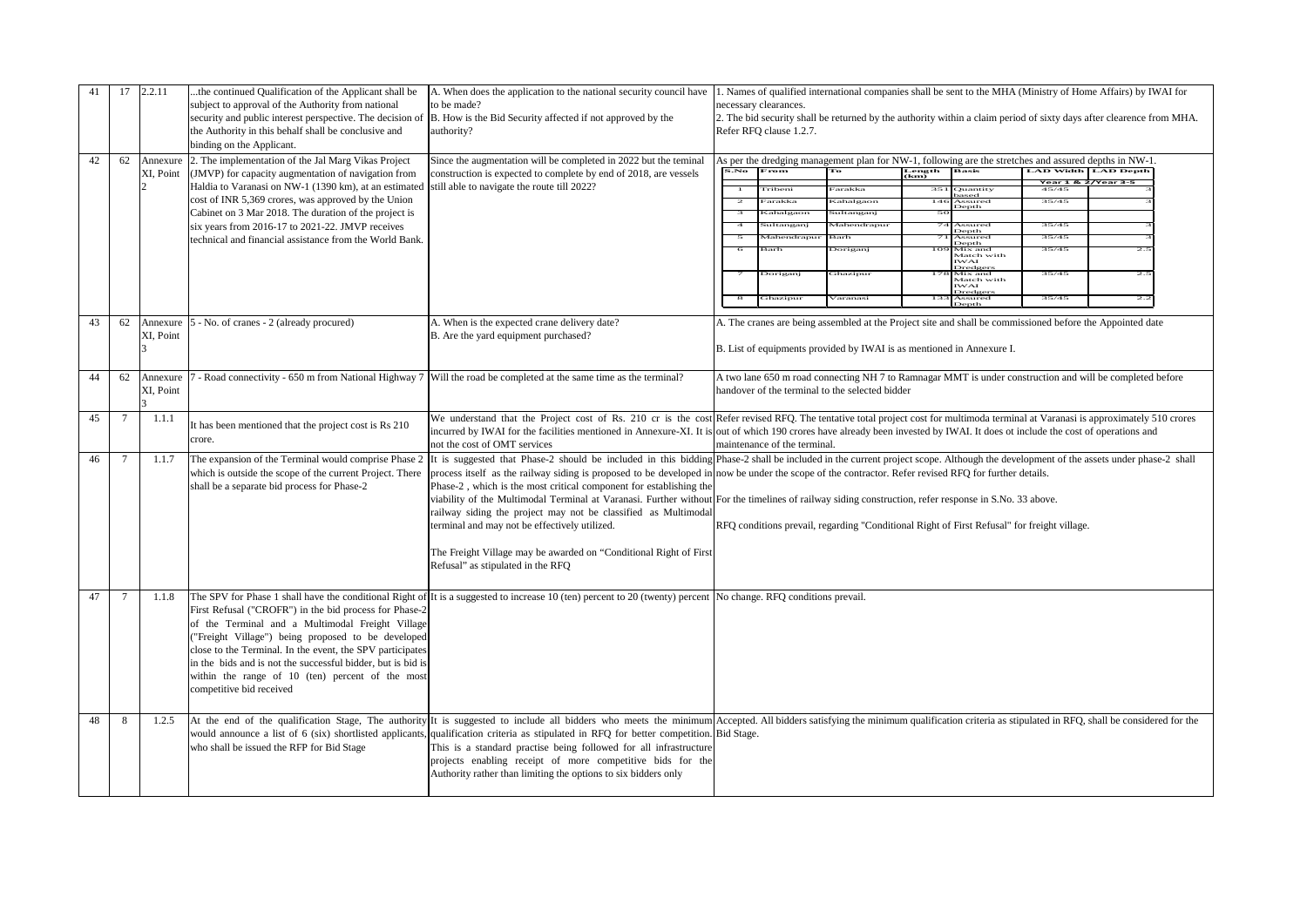| 41 | 17 | 2.2.11 | ...the continued Qualification of the Applicant shall be subject to approval of the Authority from national security and public interest perspective. The decision of the Authority in this behalf shall be conclusive and binding on the Applicant. | A. When does the application to the national security council have to be made?<br>B. How is the Bid Security affected if not approved by the authority? | 1. Names of qualified international companies shall be sent to the MHA (Ministry of Home Affairs) by IWAI for necessary clearances.<br>2. The bid security shall be returned by the authority within a claim period of sixty days after clearence from MHA. Refer RFQ clause 1.2.7. |
|---|---|---|---|---|---|
| 42 | 62 | Annexure XI, Point 2 | 2. The implementation of the Jal Marg Vikas Project (JMVP) for capacity augmentation of navigation from Haldia to Varanasi on NW-1 (1390 km), at an estimated cost of INR 5,369 crores, was approved by the Union Cabinet on 3 Mar 2018. The duration of the project is six years from 2016-17 to 2021-22. JMVP receives technical and financial assistance from the World Bank. | Since the augmentation will be completed in 2022 but the teminal construction is expected to complete by end of 2018, are vessels still able to navigate the route till 2022? | As per the dredging management plan for NW-1, following are the stretches and assured depths in NW-1.<br><br>S.No \| From \| To \| Length (km) \| Basis \| LAD Width (Year 1 & 2/Year 3-5) \| LAD Depth<br>1 \| Tribeni \| Farakka \| 351 \| Quantity based \| 45/45 \| 3<br>2 \| Farakka \| Kahalgaon \| 146 \| Assured Depth \| 35/45 \| 3<br>3 \| Kahalgaon \| Sultanganj \| 50 \| \| \|<br>4 \| Sultanganj \| Mahendrapur \| 74 \| Assured Depth \| 35/45 \| 3<br>5 \| Mahendrapur \| Barh \| 71 \| Assured Depth \| 35/45 \| 3<br>6 \| Barh \| Doriganj \| 109 \| Mix and Match with IWAI Dredgers \| 35/45 \| 2.5<br>7 \| Doriganj \| Ghazipur \| 178 \| Mix and Match with IWAI Dredgers \| 35/45 \| 2.5<br>8 \| Ghazipur \| Varanasi \| 133 \| Assured Depth \| 35/45 \| 2.2 |
| 43 | 62 | Annexure XI, Point 3 | 5 - No. of cranes - 2 (already procured) | A. When is the expected crane delivery date?<br>B. Are the yard equipment purchased? | A. The cranes are being assembled at the Project site and shall be commissioned before the Appointed date<br><br>B. List of equipments provided by IWAI is as mentioned in Annexure I. |
| 44 | 62 | Annexure XI, Point 3 | 7 - Road connectivity - 650 m from National Highway 7 | Will the road be completed at the same time as the terminal? | A two lane 650 m road connecting NH 7 to Ramnagar MMT is under construction and will be completed before handover of the terminal to the selected bidder |
| 45 | 7 | 1.1.1 | It has been mentioned that the project cost is Rs 210 crore. | We understand that the Project cost of Rs. 210 cr is the cost incurred by IWAI for the facilities mentioned in Annexure-XI. It is not the cost of OMT services | Refer revised RFQ. The tentative total project cost for multimoda terminal at Varanasi is approximately 510 crores out of which 190 crores have already been invested by IWAI. It does ot include the cost of operations and maintenance of the terminal. |
| 46 | 7 | 1.1.7 | The expansion of the Terminal would comprise Phase 2 which is outside the scope of the current Project. There shall be a separate bid process for Phase-2 | It is suggested that Phase-2 should be included in this bidding process itself as the railway siding is proposed to be developed in Phase-2 , which is the most critical component for establishing the viability of the Multimodal Terminal at Varanasi. Further without railway siding the project may not be classified as Multimodal terminal and may not be effectively utilized.<br><br>The Freight Village may be awarded on "Conditional Right of First Refusal" as stipulated in the RFQ | Phase-2 shall be included in the current project scope. Although the development of the assets under phase-2 shall now be under the scope of the contractor. Refer revised RFQ for further details.<br><br>For the timelines of railway siding construction, refer response in S.No. 33 above.<br><br>RFQ conditions prevail, regarding "Conditional Right of First Refusal" for freight village. |
| 47 | 7 | 1.1.8 | The SPV for Phase 1 shall have the conditional Right of First Refusal ("CROFR") in the bid process for Phase-2 of the Terminal and a Multimodal Freight Village ("Freight Village") being proposed to be developed close to the Terminal. In the event, the SPV participates in the bids and is not the successful bidder, but is bid is within the range of 10 (ten) percent of the most competitive bid received | It is a suggested to increase 10 (ten) percent to 20 (twenty) percent | No change. RFQ conditions prevail. |
| 48 | 8 | 1.2.5 | At the end of the qualification Stage, The authority would announce a list of 6 (six) shortlisted applicants, who shall be issued the RFP for Bid Stage | It is suggested to include all bidders who meets the minimum qualification criteria as stipulated in RFQ for better competition. This is a standard practise being followed for all infrastructure projects enabling receipt of more competitive bids for the Authority rather than limiting the options to six bidders only | Accepted. All bidders satisfying the minimum qualification criteria as stipulated in RFQ, shall be considered for the Bid Stage. |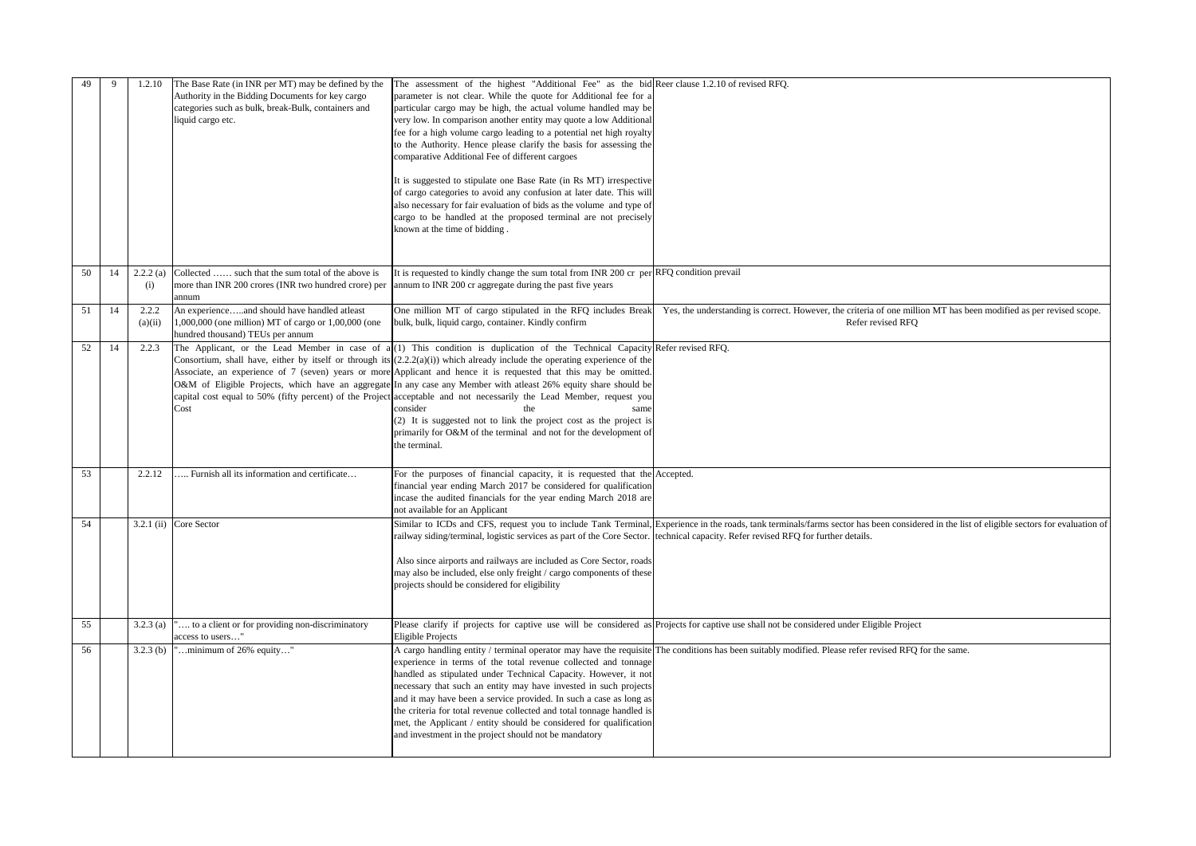| 49 | 9 | 1.2.10 | The Base Rate (in INR per MT) may be defined by the Authority in the Bidding Documents for key cargo categories such as bulk, break-Bulk, containers and liquid cargo etc. | The assessment of the highest "Additional Fee" as the bid parameter is not clear. While the quote for Additional fee for a particular cargo may be high, the actual volume handled may be very low. In comparison another entity may quote a low Additional fee for a high volume cargo leading to a potential net high royalty to the Authority. Hence please clarify the basis for assessing the comparative Additional Fee of different cargoes<br><br>It is suggested to stipulate one Base Rate (in Rs MT) irrespective of cargo categories to avoid any confusion at later date. This will also necessary for fair evaluation of bids as the volume and type of cargo to be handled at the proposed terminal are not precisely known at the time of bidding . | Reer clause 1.2.10 of revised RFQ. |
|---|---|---|---|---|---|
| 50 | 14 | 2.2.2 (a) (i) | Collected …… such that the sum total of the above is more than INR 200 crores (INR two hundred crore) per annum | It is requested to kindly change the sum total from INR 200 cr per annum to INR 200 cr aggregate during the past five years | RFQ condition prevail |
| 51 | 14 | 2.2.2 (a)(ii) | An experience…..and should have handled atleast 1,000,000 (one million) MT of cargo or 1,00,000 (one hundred thousand) TEUs per annum | One million MT of cargo stipulated in the RFQ includes Break bulk, bulk, liquid cargo, container. Kindly confirm | Yes, the understanding is correct. However, the criteria of one million MT has been modified as per revised scope. Refer revised RFQ |
| 52 | 14 | 2.2.3 | The Applicant, or the Lead Member in case of a Consortium, shall have, either by itself or through its Associate, an experience of 7 (seven) years or more O&M of Eligible Projects, which have an aggregate capital cost equal to 50% (fifty percent) of the Project Cost | (1) This condition is duplication of the Technical Capacity (2.2.2(a)(i)) which already include the operating experience of the Applicant and hence it is requested that this may be omitted. In any case any Member with atleast 26% equity share should be acceptable and not necessarily the Lead Member, request you consider the same<br>(2) It is suggested not to link the project cost as the project is primarily for O&M of the terminal and not for the development of the terminal. | Refer revised RFQ. |
| 53 | | 2.2.12 | ….. Furnish all its information and certificate… | For the purposes of financial capacity, it is requested that the financial year ending March 2017 be considered for qualification incase the audited financials for the year ending March 2018 are not available for an Applicant | Accepted. |
| 54 | | 3.2.1 (ii) | Core Sector | Similar to ICDs and CFS, request you to include Tank Terminal, railway siding/terminal, logistic services as part of the Core Sector.<br><br>Also since airports and railways are included as Core Sector, roads may also be included, else only freight / cargo components of these projects should be considered for eligibility | Experience in the roads, tank terminals/farms sector has been considered in the list of eligible sectors for evaluation of technical capacity. Refer revised RFQ for further details. |
| 55 | | 3.2.3 (a) | "…. to a client or for providing non-discriminatory access to users…" | Please clarify if projects for captive use will be considered as Eligible Projects | Projects for captive use shall not be considered under Eligible Project |
| 56 | | 3.2.3 (b) | "…minimum of 26% equity…" | A cargo handling entity / terminal operator may have the requisite experience in terms of the total revenue collected and tonnage handled as stipulated under Technical Capacity. However, it not necessary that such an entity may have invested in such projects and it may have been a service provided. In such a case as long as the criteria for total revenue collected and total tonnage handled is met, the Applicant / entity should be considered for qualification and investment in the project should not be mandatory | The conditions has been suitably modified. Please refer revised RFQ for the same. |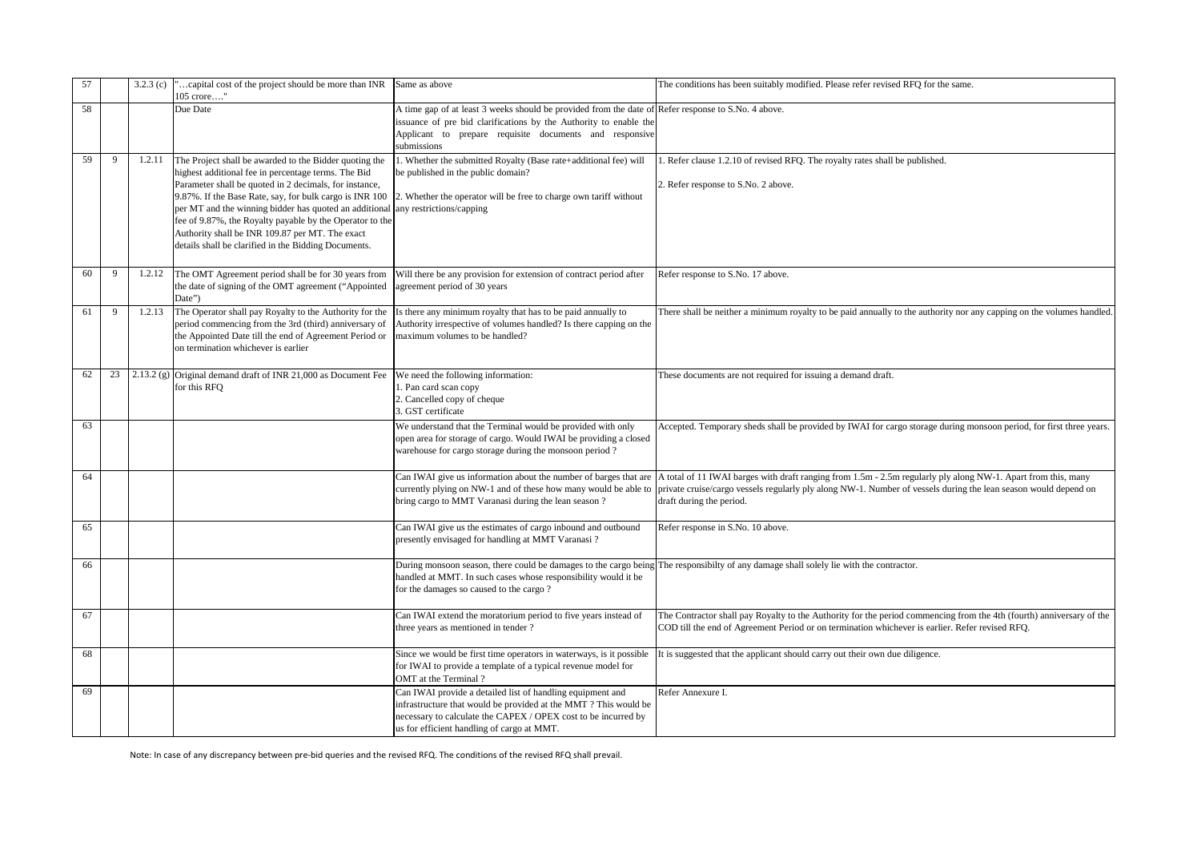| | | | | | |
|---|---|---|---|---|---|
| 57 | | 3.2.3 (c) | "…capital cost of the project should be more than INR 105 crore…." | Same as above | The conditions has been suitably modified. Please refer revised RFQ for the same. |
| 58 | | | Due Date | A time gap of at least 3 weeks should be provided from the date of issuance of pre bid clarifications by the Authority to enable the Applicant to prepare requisite documents and responsive submissions | Refer response to S.No. 4 above. |
| 59 | 9 | 1.2.11 | The Project shall be awarded to the Bidder quoting the highest additional fee in percentage terms. The Bid Parameter shall be quoted in 2 decimals, for instance, 9.87%. If the Base Rate, say, for bulk cargo is INR 100 per MT and the winning bidder has quoted an additional fee of 9.87%, the Royalty payable by the Operator to the Authority shall be INR 109.87 per MT. The exact details shall be clarified in the Bidding Documents. | 1. Whether the submitted Royalty (Base rate+additional fee) will be published in the public domain?<br><br>2. Whether the operator will be free to charge own tariff without any restrictions/capping | 1. Refer clause 1.2.10 of revised RFQ. The royalty rates shall be published.<br><br>2. Refer response to S.No. 2 above. |
| 60 | 9 | 1.2.12 | The OMT Agreement period shall be for 30 years from the date of signing of the OMT agreement ("Appointed Date") | Will there be any provision for extension of contract period after agreement period of 30 years | Refer response to S.No. 17 above. |
| 61 | 9 | 1.2.13 | The Operator shall pay Royalty to the Authority for the period commencing from the 3rd (third) anniversary of the Appointed Date till the end of Agreement Period or on termination whichever is earlier | Is there any minimum royalty that has to be paid annually to Authority irrespective of volumes handled? Is there capping on the maximum volumes to be handled? | There shall be neither a minimum royalty to be paid annually to the authority nor any capping on the volumes handled. |
| 62 | 23 | 2.13.2 (g) | Original demand draft of INR 21,000 as Document Fee for this RFQ | We need the following information:<br>1. Pan card scan copy<br>2. Cancelled copy of cheque<br>3. GST certificate | These documents are not required for issuing a demand draft. |
| 63 | | | | We understand that the Terminal would be provided with only open area for storage of cargo. Would IWAI be providing a closed warehouse for cargo storage during the monsoon period ? | Accepted. Temporary sheds shall be provided by IWAI for cargo storage during monsoon period, for first three years. |
| 64 | | | | Can IWAI give us information about the number of barges that are currently plying on NW-1 and of these how many would be able to bring cargo to MMT Varanasi during the lean season ? | A total of 11 IWAI barges with draft ranging from 1.5m - 2.5m regularly ply along NW-1. Apart from this, many private cruise/cargo vessels regularly ply along NW-1. Number of vessels during the lean season would depend on draft during the period. |
| 65 | | | | Can IWAI give us the estimates of cargo inbound and outbound presently envisaged for handling at MMT Varanasi ? | Refer response in S.No. 10 above. |
| 66 | | | | During monsoon season, there could be damages to the cargo being handled at MMT. In such cases whose responsibility would it be for the damages so caused to the cargo ? | The responsibilty of any damage shall solely lie with the contractor. |
| 67 | | | | Can IWAI extend the moratorium period to five years instead of three years as mentioned in tender ? | The Contractor shall pay Royalty to the Authority for the period commencing from the 4th (fourth) anniversary of the COD till the end of Agreement Period or on termination whichever is earlier. Refer revised RFQ. |
| 68 | | | | Since we would be first time operators in waterways, is it possible for IWAI to provide a template of a typical revenue model for OMT at the Terminal ? | It is suggested that the applicant should carry out their own due diligence. |
| 69 | | | | Can IWAI provide a detailed list of handling equipment and infrastructure that would be provided at the MMT ? This would be necessary to calculate the CAPEX / OPEX cost to be incurred by us for efficient handling of cargo at MMT. | Refer Annexure I. |

Note: In case of any discrepancy between pre-bid queries and the revised RFQ. The conditions of the revised RFQ shall prevail.